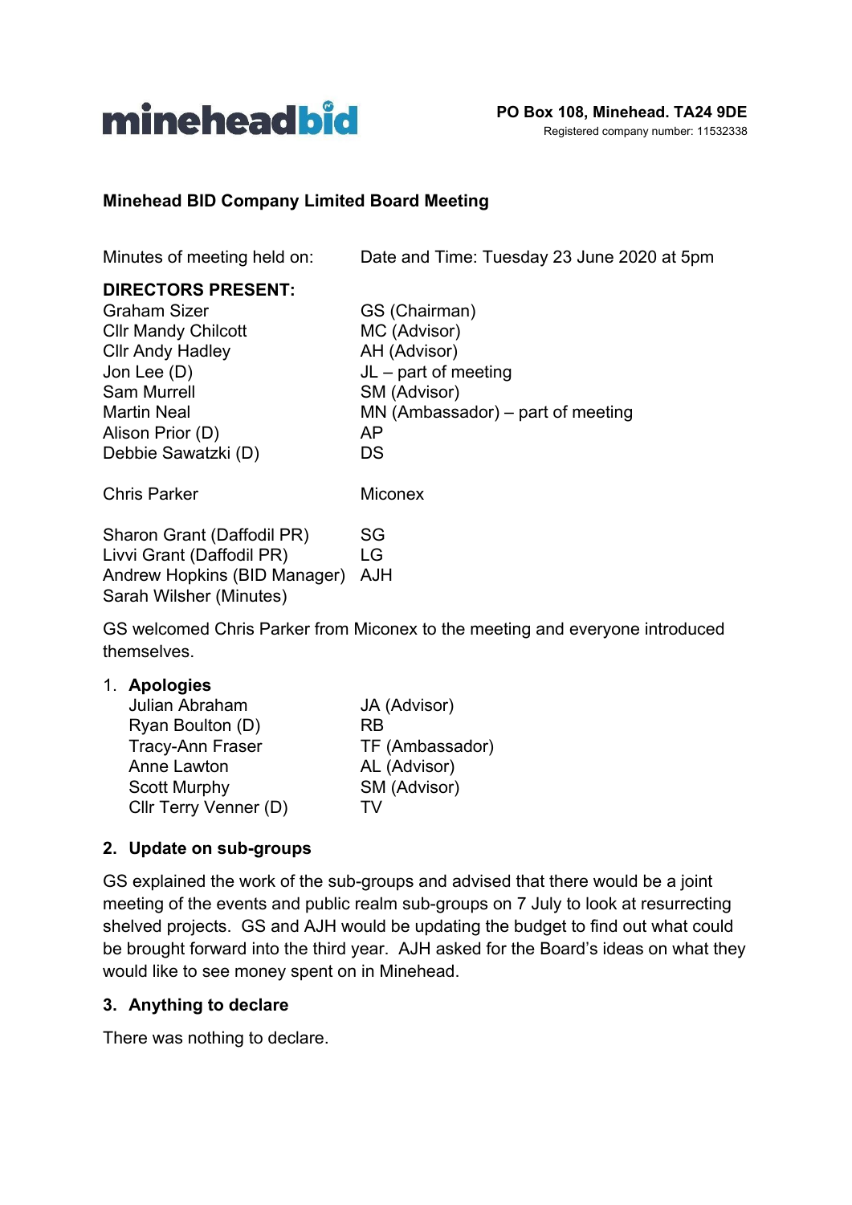**mineheadbid**

**PO Box 108, Minehead. TA24 9DE**
Registered company number: 11532338

## Minehead BID Company Limited Board Meeting

| | |
|---|---|
| Minutes of meeting held on: | Date and Time: Tuesday 23 June 2020 at 5pm |

**DIRECTORS PRESENT:**

| | |
|---|---|
| Graham Sizer | GS (Chairman) |
| Cllr Mandy Chilcott | MC (Advisor) |
| Cllr Andy Hadley | AH (Advisor) |
| Jon Lee (D) | JL – part of meeting |
| Sam Murrell | SM (Advisor) |
| Martin Neal | MN (Ambassador) – part of meeting |
| Alison Prior (D) | AP |
| Debbie Sawatzki (D) | DS |
| | |
| Chris Parker | Miconex |
| | |
| Sharon Grant (Daffodil PR) | SG |
| Livvi Grant (Daffodil PR) | LG |
| Andrew Hopkins (BID Manager) | AJH |
| Sarah Wilsher (Minutes) | |

GS welcomed Chris Parker from Miconex to the meeting and everyone introduced themselves.

1. **Apologies**

| | |
|---|---|
| Julian Abraham | JA (Advisor) |
| Ryan Boulton (D) | RB |
| Tracy-Ann Fraser | TF (Ambassador) |
| Anne Lawton | AL (Advisor) |
| Scott Murphy | SM (Advisor) |
| Cllr Terry Venner (D) | TV |

### 2. Update on sub-groups

GS explained the work of the sub-groups and advised that there would be a joint meeting of the events and public realm sub-groups on 7 July to look at resurrecting shelved projects. GS and AJH would be updating the budget to find out what could be brought forward into the third year. AJH asked for the Board's ideas on what they would like to see money spent on in Minehead.

### 3. Anything to declare

There was nothing to declare.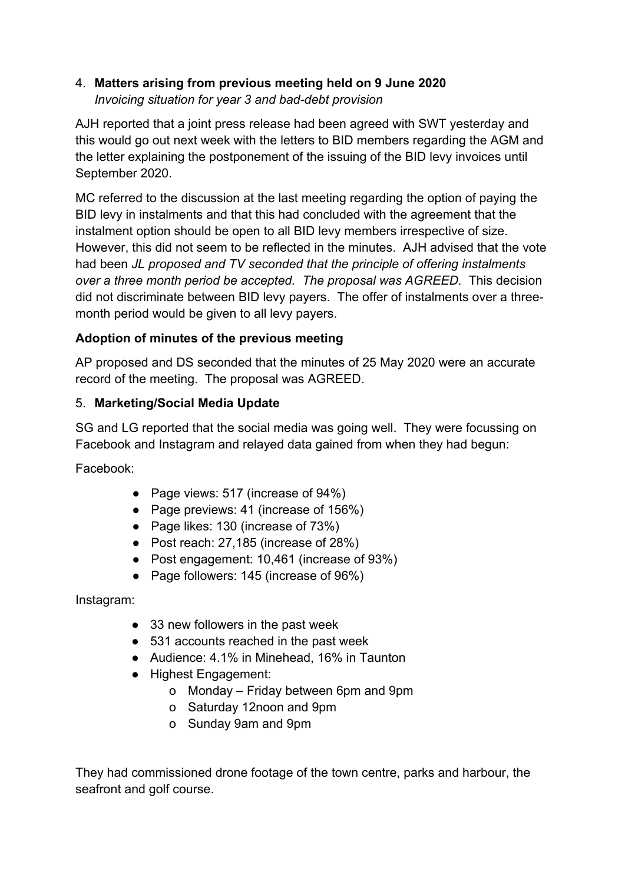4. **Matters arising from previous meeting held on 9 June 2020**
   *Invoicing situation for year 3 and bad-debt provision*

AJH reported that a joint press release had been agreed with SWT yesterday and this would go out next week with the letters to BID members regarding the AGM and the letter explaining the postponement of the issuing of the BID levy invoices until September 2020.

MC referred to the discussion at the last meeting regarding the option of paying the BID levy in instalments and that this had concluded with the agreement that the instalment option should be open to all BID levy members irrespective of size. However, this did not seem to be reflected in the minutes. AJH advised that the vote had been *JL proposed and TV seconded that the principle of offering instalments over a three month period be accepted. The proposal was AGREED.* This decision did not discriminate between BID levy payers. The offer of instalments over a three-month period would be given to all levy payers.

**Adoption of minutes of the previous meeting**

AP proposed and DS seconded that the minutes of 25 May 2020 were an accurate record of the meeting. The proposal was AGREED.

5. **Marketing/Social Media Update**

SG and LG reported that the social media was going well. They were focussing on Facebook and Instagram and relayed data gained from when they had begun:

Facebook:

- Page views: 517 (increase of 94%)
- Page previews: 41 (increase of 156%)
- Page likes: 130 (increase of 73%)
- Post reach: 27,185 (increase of 28%)
- Post engagement: 10,461 (increase of 93%)
- Page followers: 145 (increase of 96%)

Instagram:

- 33 new followers in the past week
- 531 accounts reached in the past week
- Audience: 4.1% in Minehead, 16% in Taunton
- Highest Engagement:
  - Monday – Friday between 6pm and 9pm
  - Saturday 12noon and 9pm
  - Sunday 9am and 9pm

They had commissioned drone footage of the town centre, parks and harbour, the seafront and golf course.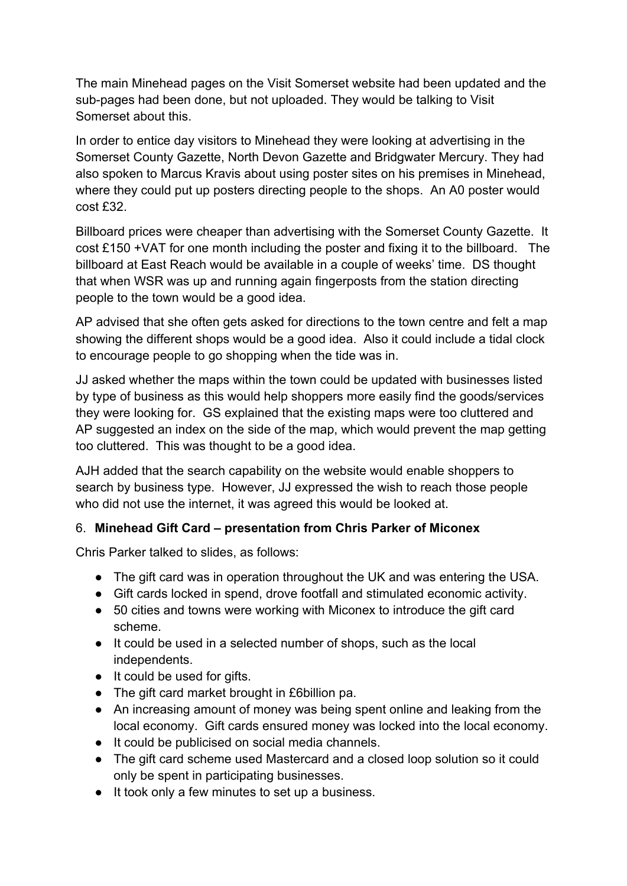The main Minehead pages on the Visit Somerset website had been updated and the sub-pages had been done, but not uploaded. They would be talking to Visit Somerset about this.

In order to entice day visitors to Minehead they were looking at advertising in the Somerset County Gazette, North Devon Gazette and Bridgwater Mercury. They had also spoken to Marcus Kravis about using poster sites on his premises in Minehead, where they could put up posters directing people to the shops. An A0 poster would cost £32.

Billboard prices were cheaper than advertising with the Somerset County Gazette. It cost £150 +VAT for one month including the poster and fixing it to the billboard. The billboard at East Reach would be available in a couple of weeks' time. DS thought that when WSR was up and running again fingerposts from the station directing people to the town would be a good idea.

AP advised that she often gets asked for directions to the town centre and felt a map showing the different shops would be a good idea. Also it could include a tidal clock to encourage people to go shopping when the tide was in.

JJ asked whether the maps within the town could be updated with businesses listed by type of business as this would help shoppers more easily find the goods/services they were looking for. GS explained that the existing maps were too cluttered and AP suggested an index on the side of the map, which would prevent the map getting too cluttered. This was thought to be a good idea.

AJH added that the search capability on the website would enable shoppers to search by business type. However, JJ expressed the wish to reach those people who did not use the internet, it was agreed this would be looked at.

6. **Minehead Gift Card – presentation from Chris Parker of Miconex**

Chris Parker talked to slides, as follows:

- The gift card was in operation throughout the UK and was entering the USA.
- Gift cards locked in spend, drove footfall and stimulated economic activity.
- 50 cities and towns were working with Miconex to introduce the gift card scheme.
- It could be used in a selected number of shops, such as the local independents.
- It could be used for gifts.
- The gift card market brought in £6billion pa.
- An increasing amount of money was being spent online and leaking from the local economy. Gift cards ensured money was locked into the local economy.
- It could be publicised on social media channels.
- The gift card scheme used Mastercard and a closed loop solution so it could only be spent in participating businesses.
- It took only a few minutes to set up a business.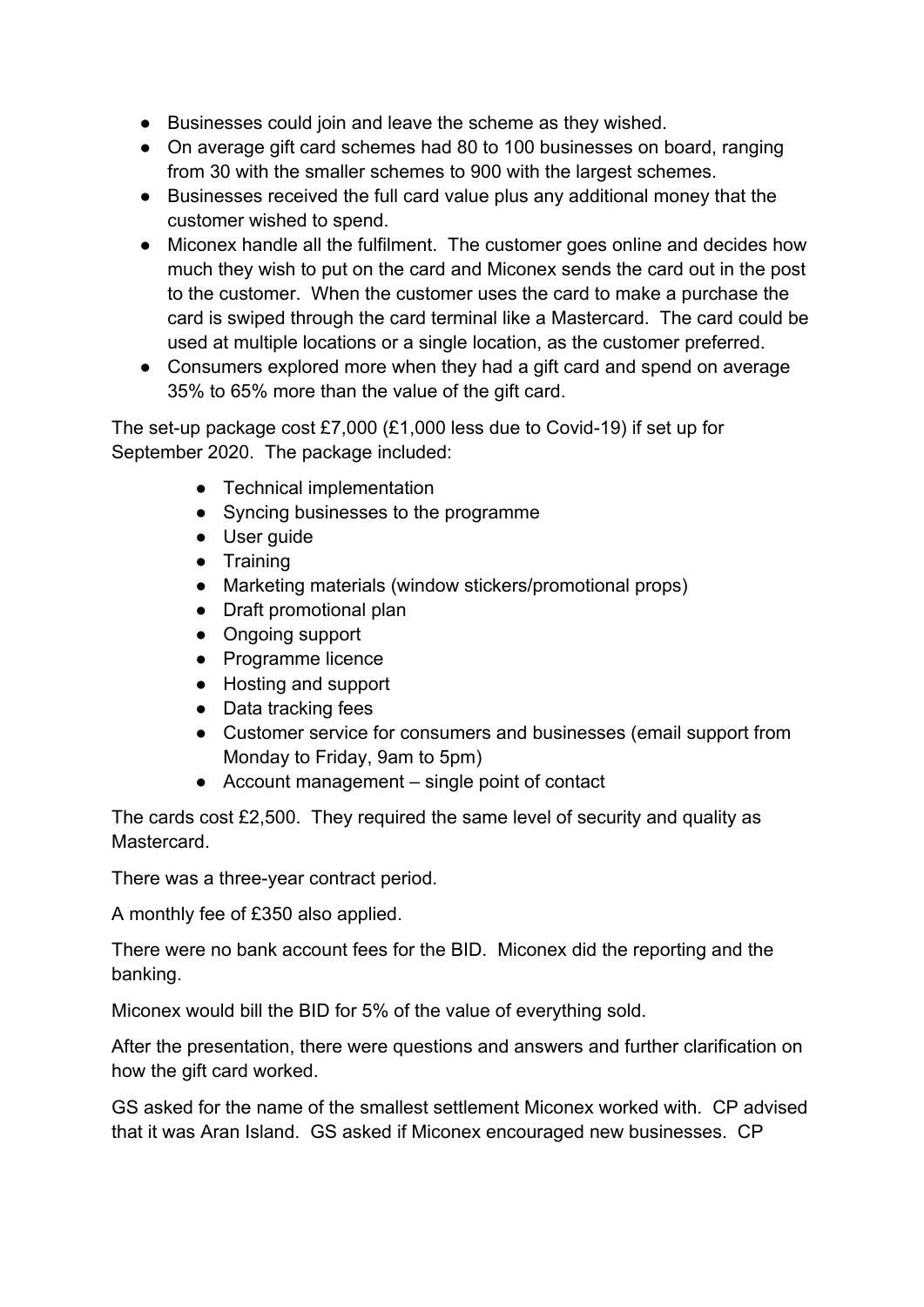- Businesses could join and leave the scheme as they wished.
- On average gift card schemes had 80 to 100 businesses on board, ranging from 30 with the smaller schemes to 900 with the largest schemes.
- Businesses received the full card value plus any additional money that the customer wished to spend.
- Miconex handle all the fulfilment. The customer goes online and decides how much they wish to put on the card and Miconex sends the card out in the post to the customer. When the customer uses the card to make a purchase the card is swiped through the card terminal like a Mastercard. The card could be used at multiple locations or a single location, as the customer preferred.
- Consumers explored more when they had a gift card and spend on average 35% to 65% more than the value of the gift card.

The set-up package cost £7,000 (£1,000 less due to Covid-19) if set up for September 2020. The package included:

- Technical implementation
- Syncing businesses to the programme
- User guide
- Training
- Marketing materials (window stickers/promotional props)
- Draft promotional plan
- Ongoing support
- Programme licence
- Hosting and support
- Data tracking fees
- Customer service for consumers and businesses (email support from Monday to Friday, 9am to 5pm)
- Account management – single point of contact

The cards cost £2,500. They required the same level of security and quality as Mastercard.

There was a three-year contract period.

A monthly fee of £350 also applied.

There were no bank account fees for the BID. Miconex did the reporting and the banking.

Miconex would bill the BID for 5% of the value of everything sold.

After the presentation, there were questions and answers and further clarification on how the gift card worked.

GS asked for the name of the smallest settlement Miconex worked with. CP advised that it was Aran Island. GS asked if Miconex encouraged new businesses. CP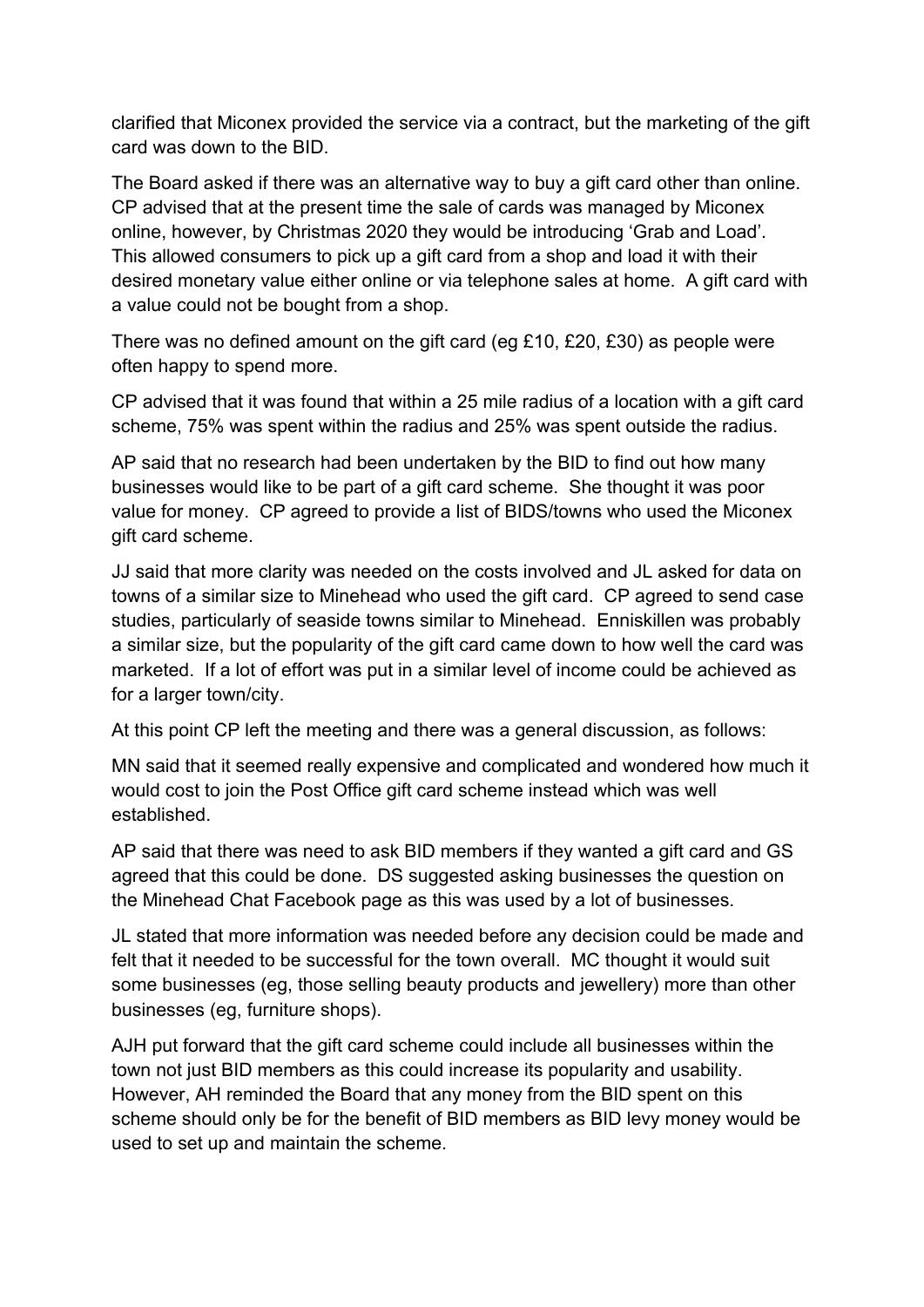clarified that Miconex provided the service via a contract, but the marketing of the gift card was down to the BID.

The Board asked if there was an alternative way to buy a gift card other than online. CP advised that at the present time the sale of cards was managed by Miconex online, however, by Christmas 2020 they would be introducing 'Grab and Load'. This allowed consumers to pick up a gift card from a shop and load it with their desired monetary value either online or via telephone sales at home. A gift card with a value could not be bought from a shop.

There was no defined amount on the gift card (eg £10, £20, £30) as people were often happy to spend more.

CP advised that it was found that within a 25 mile radius of a location with a gift card scheme, 75% was spent within the radius and 25% was spent outside the radius.

AP said that no research had been undertaken by the BID to find out how many businesses would like to be part of a gift card scheme. She thought it was poor value for money. CP agreed to provide a list of BIDS/towns who used the Miconex gift card scheme.

JJ said that more clarity was needed on the costs involved and JL asked for data on towns of a similar size to Minehead who used the gift card. CP agreed to send case studies, particularly of seaside towns similar to Minehead. Enniskillen was probably a similar size, but the popularity of the gift card came down to how well the card was marketed. If a lot of effort was put in a similar level of income could be achieved as for a larger town/city.

At this point CP left the meeting and there was a general discussion, as follows:

MN said that it seemed really expensive and complicated and wondered how much it would cost to join the Post Office gift card scheme instead which was well established.

AP said that there was need to ask BID members if they wanted a gift card and GS agreed that this could be done. DS suggested asking businesses the question on the Minehead Chat Facebook page as this was used by a lot of businesses.

JL stated that more information was needed before any decision could be made and felt that it needed to be successful for the town overall. MC thought it would suit some businesses (eg, those selling beauty products and jewellery) more than other businesses (eg, furniture shops).

AJH put forward that the gift card scheme could include all businesses within the town not just BID members as this could increase its popularity and usability. However, AH reminded the Board that any money from the BID spent on this scheme should only be for the benefit of BID members as BID levy money would be used to set up and maintain the scheme.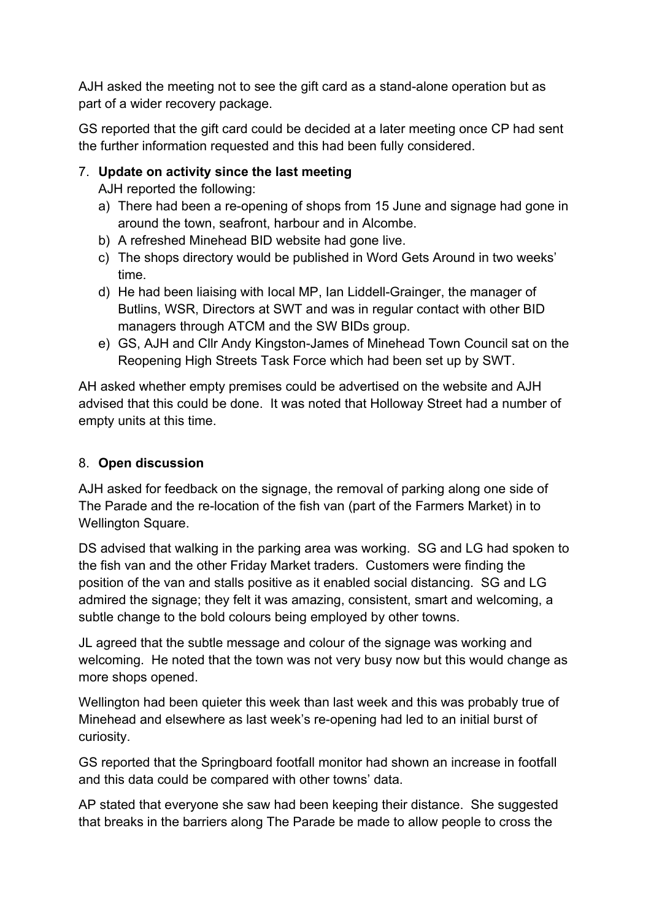AJH asked the meeting not to see the gift card as a stand-alone operation but as part of a wider recovery package.

GS reported that the gift card could be decided at a later meeting once CP had sent the further information requested and this had been fully considered.

7. **Update on activity since the last meeting**

   AJH reported the following:

   a) There had been a re-opening of shops from 15 June and signage had gone in around the town, seafront, harbour and in Alcombe.
   b) A refreshed Minehead BID website had gone live.
   c) The shops directory would be published in Word Gets Around in two weeks' time.
   d) He had been liaising with local MP, Ian Liddell-Grainger, the manager of Butlins, WSR, Directors at SWT and was in regular contact with other BID managers through ATCM and the SW BIDs group.
   e) GS, AJH and Cllr Andy Kingston-James of Minehead Town Council sat on the Reopening High Streets Task Force which had been set up by SWT.

AH asked whether empty premises could be advertised on the website and AJH advised that this could be done. It was noted that Holloway Street had a number of empty units at this time.

8. **Open discussion**

AJH asked for feedback on the signage, the removal of parking along one side of The Parade and the re-location of the fish van (part of the Farmers Market) in to Wellington Square.

DS advised that walking in the parking area was working. SG and LG had spoken to the fish van and the other Friday Market traders. Customers were finding the position of the van and stalls positive as it enabled social distancing. SG and LG admired the signage; they felt it was amazing, consistent, smart and welcoming, a subtle change to the bold colours being employed by other towns.

JL agreed that the subtle message and colour of the signage was working and welcoming. He noted that the town was not very busy now but this would change as more shops opened.

Wellington had been quieter this week than last week and this was probably true of Minehead and elsewhere as last week's re-opening had led to an initial burst of curiosity.

GS reported that the Springboard footfall monitor had shown an increase in footfall and this data could be compared with other towns' data.

AP stated that everyone she saw had been keeping their distance. She suggested that breaks in the barriers along The Parade be made to allow people to cross the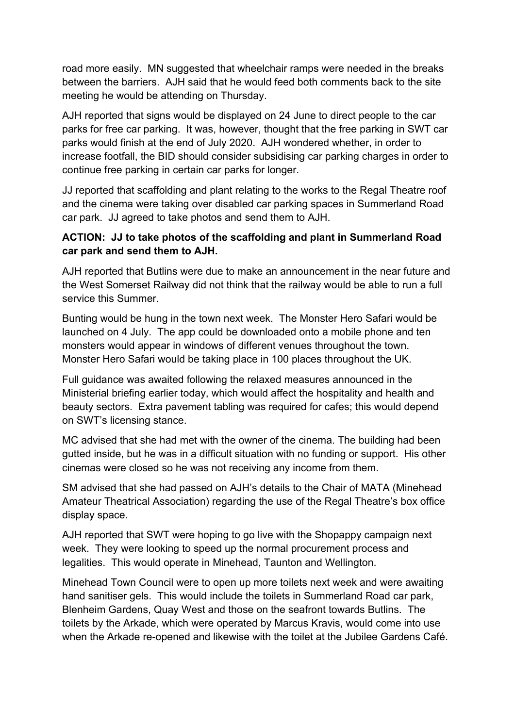road more easily. MN suggested that wheelchair ramps were needed in the breaks between the barriers. AJH said that he would feed both comments back to the site meeting he would be attending on Thursday.

AJH reported that signs would be displayed on 24 June to direct people to the car parks for free car parking. It was, however, thought that the free parking in SWT car parks would finish at the end of July 2020. AJH wondered whether, in order to increase footfall, the BID should consider subsidising car parking charges in order to continue free parking in certain car parks for longer.

JJ reported that scaffolding and plant relating to the works to the Regal Theatre roof and the cinema were taking over disabled car parking spaces in Summerland Road car park. JJ agreed to take photos and send them to AJH.

**ACTION: JJ to take photos of the scaffolding and plant in Summerland Road car park and send them to AJH.**

AJH reported that Butlins were due to make an announcement in the near future and the West Somerset Railway did not think that the railway would be able to run a full service this Summer.

Bunting would be hung in the town next week. The Monster Hero Safari would be launched on 4 July. The app could be downloaded onto a mobile phone and ten monsters would appear in windows of different venues throughout the town. Monster Hero Safari would be taking place in 100 places throughout the UK.

Full guidance was awaited following the relaxed measures announced in the Ministerial briefing earlier today, which would affect the hospitality and health and beauty sectors. Extra pavement tabling was required for cafes; this would depend on SWT's licensing stance.

MC advised that she had met with the owner of the cinema. The building had been gutted inside, but he was in a difficult situation with no funding or support. His other cinemas were closed so he was not receiving any income from them.

SM advised that she had passed on AJH's details to the Chair of MATA (Minehead Amateur Theatrical Association) regarding the use of the Regal Theatre's box office display space.

AJH reported that SWT were hoping to go live with the Shopappy campaign next week. They were looking to speed up the normal procurement process and legalities. This would operate in Minehead, Taunton and Wellington.

Minehead Town Council were to open up more toilets next week and were awaiting hand sanitiser gels. This would include the toilets in Summerland Road car park, Blenheim Gardens, Quay West and those on the seafront towards Butlins. The toilets by the Arkade, which were operated by Marcus Kravis, would come into use when the Arkade re-opened and likewise with the toilet at the Jubilee Gardens Café.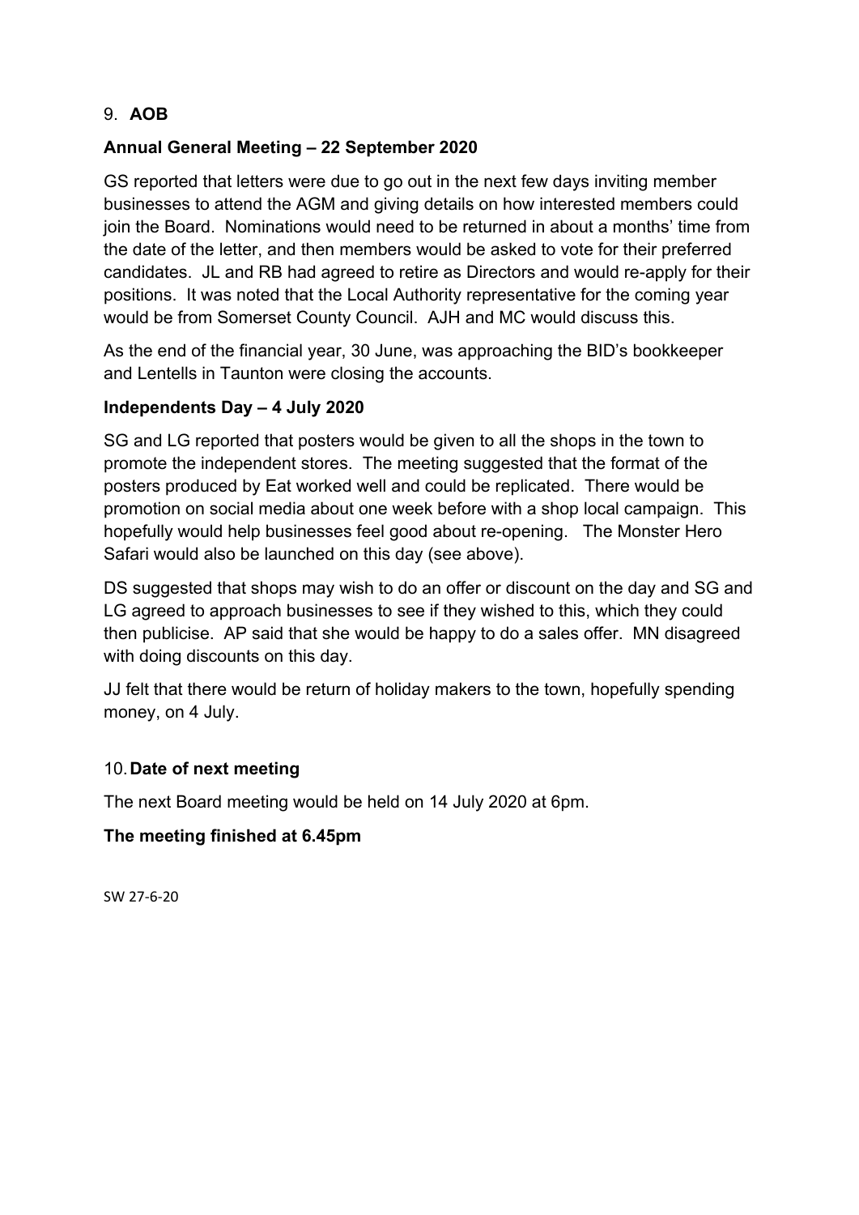## 9. **AOB**

### Annual General Meeting – 22 September 2020

GS reported that letters were due to go out in the next few days inviting member businesses to attend the AGM and giving details on how interested members could join the Board. Nominations would need to be returned in about a months' time from the date of the letter, and then members would be asked to vote for their preferred candidates. JL and RB had agreed to retire as Directors and would re-apply for their positions. It was noted that the Local Authority representative for the coming year would be from Somerset County Council. AJH and MC would discuss this.

As the end of the financial year, 30 June, was approaching the BID's bookkeeper and Lentells in Taunton were closing the accounts.

### Independents Day – 4 July 2020

SG and LG reported that posters would be given to all the shops in the town to promote the independent stores. The meeting suggested that the format of the posters produced by Eat worked well and could be replicated. There would be promotion on social media about one week before with a shop local campaign. This hopefully would help businesses feel good about re-opening. The Monster Hero Safari would also be launched on this day (see above).

DS suggested that shops may wish to do an offer or discount on the day and SG and LG agreed to approach businesses to see if they wished to this, which they could then publicise. AP said that she would be happy to do a sales offer. MN disagreed with doing discounts on this day.

JJ felt that there would be return of holiday makers to the town, hopefully spending money, on 4 July.

## 10. **Date of next meeting**

The next Board meeting would be held on 14 July 2020 at 6pm.

**The meeting finished at 6.45pm**

SW 27-6-20